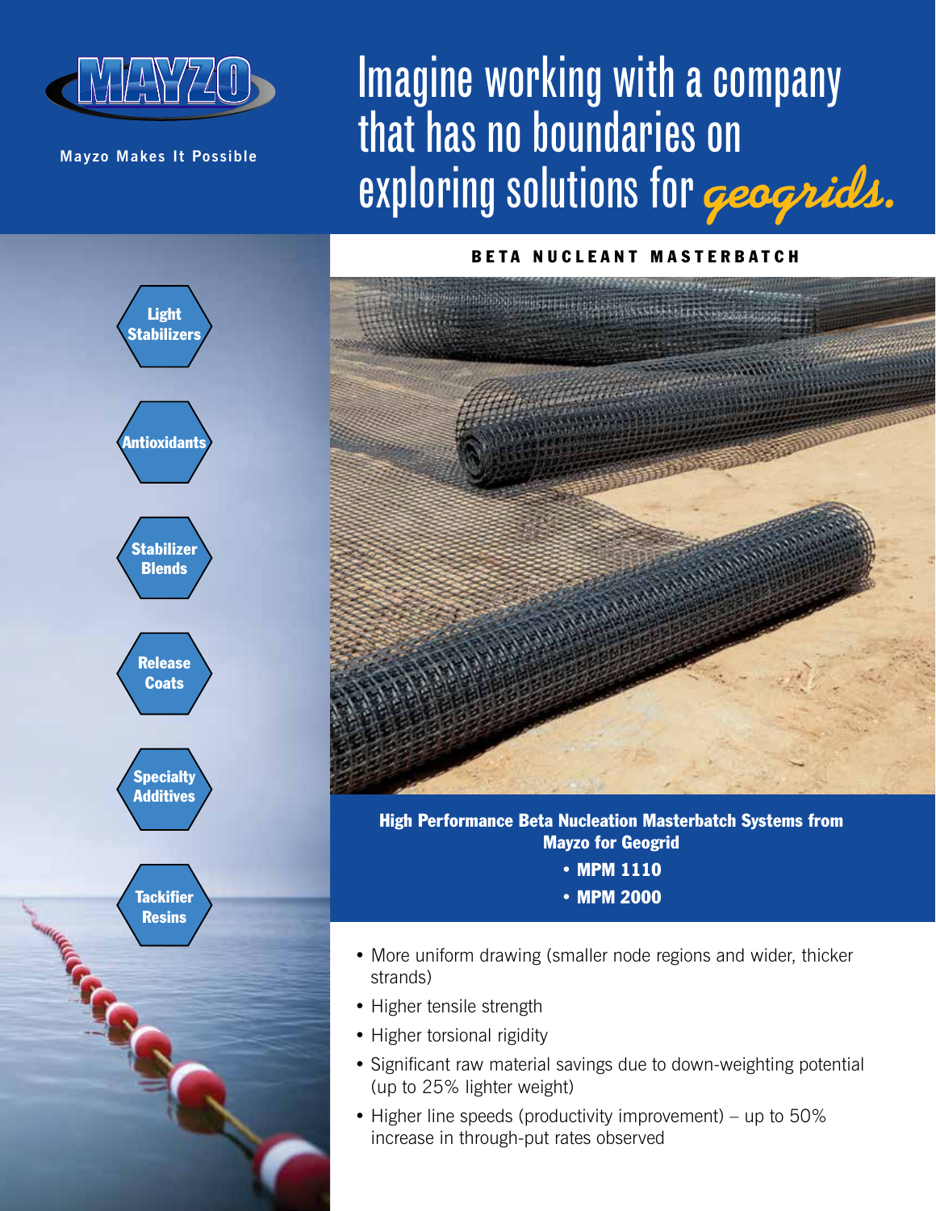MAYZO

Mayzo Makes It Possible

# Imagine working with a company that has no boundaries on exploring solutions for *geogrids.*

- Light Stabilizers
- Antioxidants
- Stabilizer Blends
- Release Coats
- Specialty Additives
- Tackifier Resins

## BETA NUCLEANT MASTERBATCH

**High Performance Beta Nucleation Masterbatch Systems from Mayzo for Geogrid**

- **MPM 1110**
- **MPM 2000**

- More uniform drawing (smaller node regions and wider, thicker strands)
- Higher tensile strength
- Higher torsional rigidity
- Significant raw material savings due to down-weighting potential (up to 25% lighter weight)
- Higher line speeds (productivity improvement) – up to 50% increase in through-put rates observed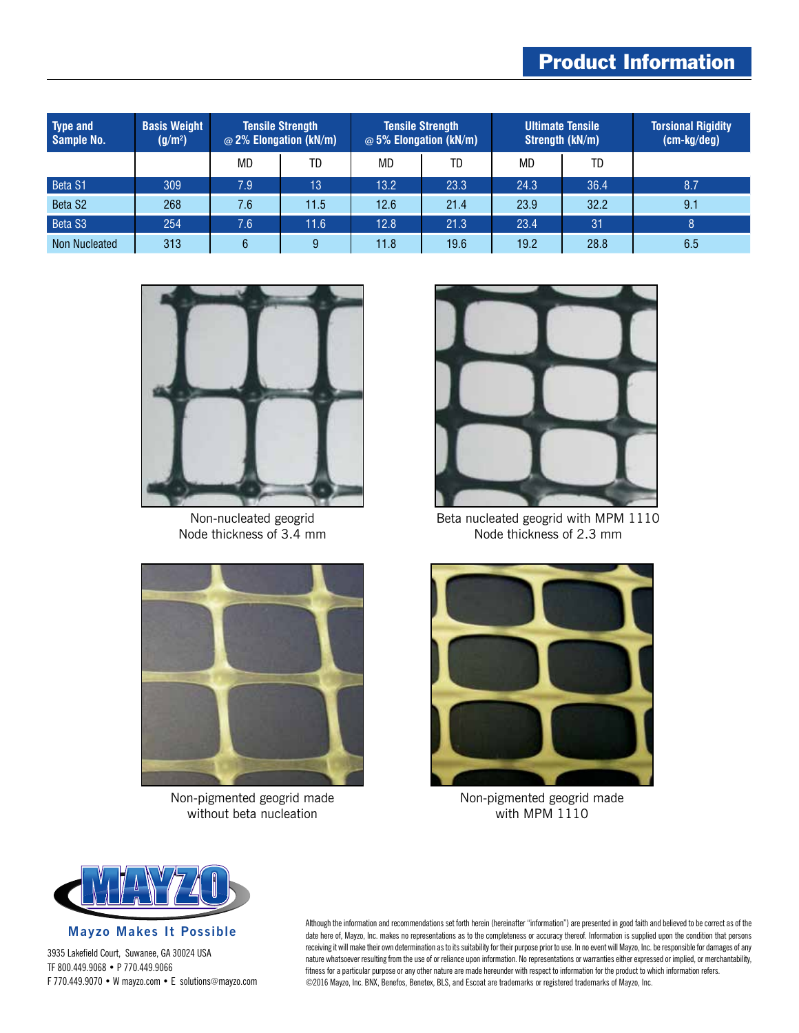# Product Information

| Type and Sample No. | Basis Weight (g/m²) | Tensile Strength @ 2% Elongation (kN/m) | | Tensile Strength @ 5% Elongation (kN/m) | | Ultimate Tensile Strength (kN/m) | | Torsional Rigidity (cm-kg/deg) |
|---|---|---|---|---|---|---|---|---|
| | | MD | TD | MD | TD | MD | TD | |
| Beta S1 | 309 | 7.9 | 13 | 13.2 | 23.3 | 24.3 | 36.4 | 8.7 |
| Beta S2 | 268 | 7.6 | 11.5 | 12.6 | 21.4 | 23.9 | 32.2 | 9.1 |
| Beta S3 | 254 | 7.6 | 11.6 | 12.8 | 21.3 | 23.4 | 31 | 8 |
| Non Nucleated | 313 | 6 | 9 | 11.8 | 19.6 | 19.2 | 28.8 | 6.5 |

Non-nucleated geogrid
Node thickness of 3.4 mm

Beta nucleated geogrid with MPM 1110
Node thickness of 2.3 mm

Non-pigmented geogrid made
without beta nucleation

Non-pigmented geogrid made
with MPM 1110

MAYZO

Mayzo Makes It Possible

3935 Lakefield Court, Suwanee, GA 30024 USA
TF 800.449.9068 • P 770.449.9066
F 770.449.9070 • W mayzo.com • E solutions@mayzo.com

Although the information and recommendations set forth herein (hereinafter "information") are presented in good faith and believed to be correct as of the date here of, Mayzo, Inc. makes no representations as to the completeness or accuracy thereof. Information is supplied upon the condition that persons receiving it will make their own determination as to its suitability for their purpose prior to use. In no event will Mayzo, Inc. be responsible for damages of any nature whatsoever resulting from the use of or reliance upon information. No representations or warranties either expressed or implied, or merchantability, fitness for a particular purpose or any other nature are made hereunder with respect to information for the product to which information refers.
©2016 Mayzo, Inc. BNX, Benefos, Benetex, BLS, and Escoat are trademarks or registered trademarks of Mayzo, Inc.